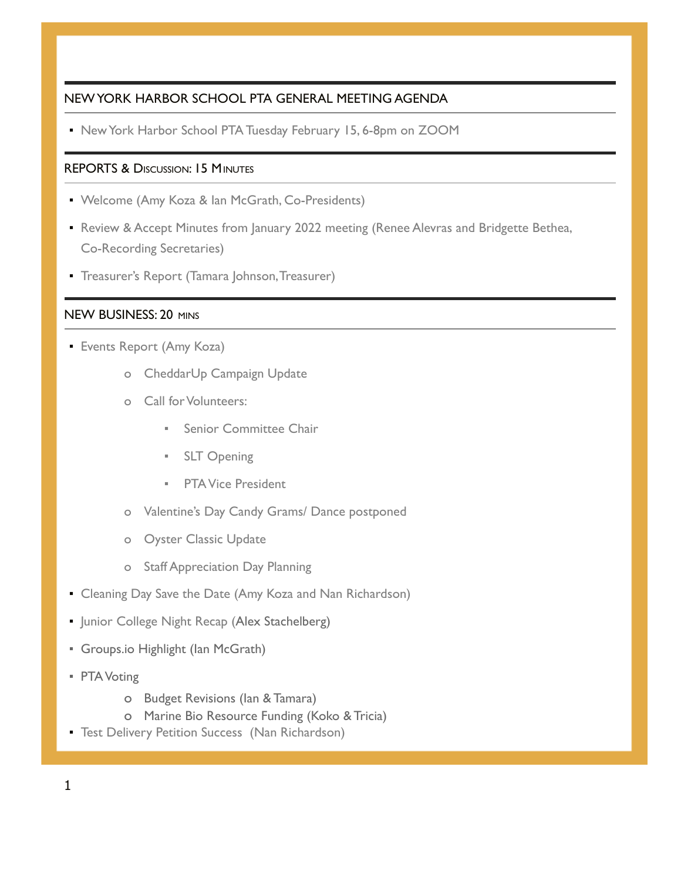## NEW YORK HARBOR SCHOOL PTA GENERAL MEETING AGENDA

- New York Harbor School PTA Tuesday February 15, 6-8pm on ZOOM

## REPORTS & DISCUSSION: 15 MINUTES

- Welcome (Amy Koza & Ian McGrath, Co-Presidents)
- Review & Accept Minutes from January 2022 meeting (Renee Alevras and Bridgette Bethea, Co-Recording Secretaries)
- Treasurer's Report (Tamara Johnson, Treasurer)

## NEW BUSINESS: 20 MINS

- Events Report (Amy Koza)
  - CheddarUp Campaign Update
  - Call for Volunteers:
    - Senior Committee Chair
    - SLT Opening
    - PTA Vice President
  - Valentine's Day Candy Grams/ Dance postponed
  - Oyster Classic Update
  - Staff Appreciation Day Planning
- Cleaning Day Save the Date (Amy Koza and Nan Richardson)
- Junior College Night Recap (Alex Stachelberg)
- Groups.io Highlight (Ian McGrath)
- PTA Voting
  - Budget Revisions (Ian & Tamara)
  - Marine Bio Resource Funding (Koko & Tricia)
- Test Delivery Petition Success (Nan Richardson)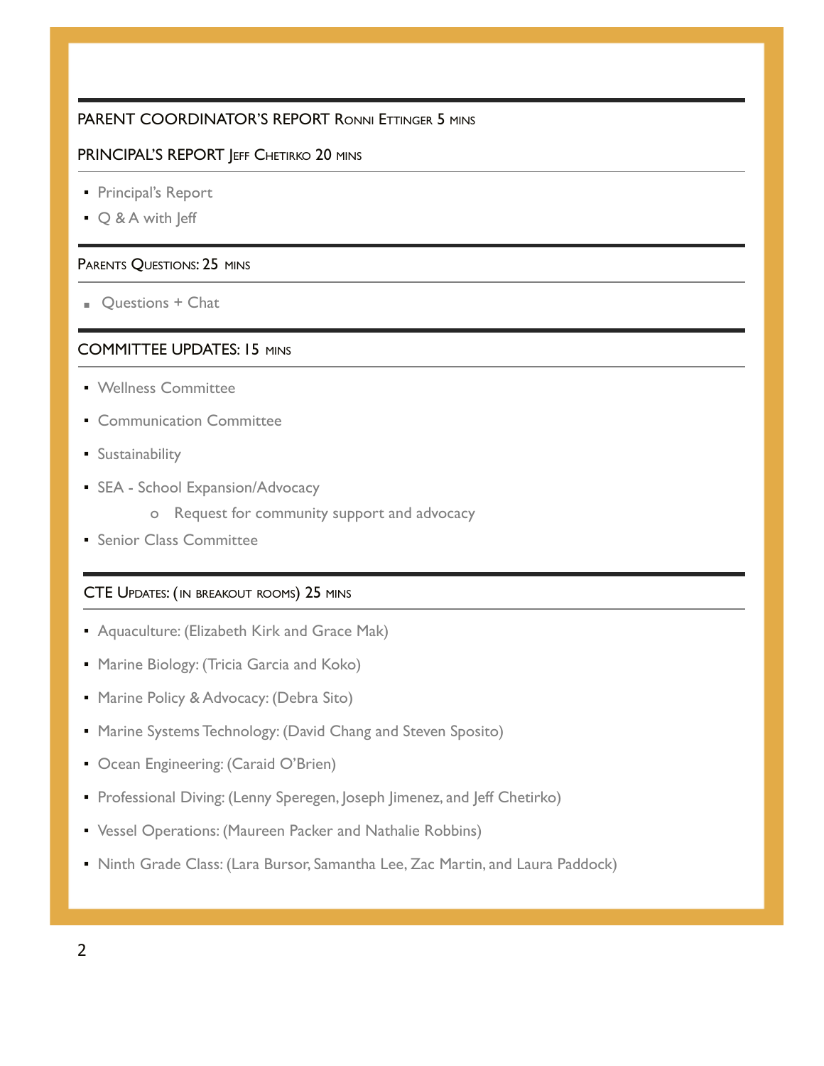## PARENT COORDINATOR'S REPORT Ronni Ettinger 5 mins

## PRINCIPAL'S REPORT Jeff Chetirko 20 mins

- Principal's Report
- Q & A with Jeff

## Parents Questions: 25 mins

- Questions + Chat

## COMMITTEE UPDATES: 15 mins

- Wellness Committee
- Communication Committee
- Sustainability
- SEA - School Expansion/Advocacy
    - Request for community support and advocacy
- Senior Class Committee

## CTE Updates: (in breakout rooms) 25 mins

- Aquaculture: (Elizabeth Kirk and Grace Mak)
- Marine Biology: (Tricia Garcia and Koko)
- Marine Policy & Advocacy: (Debra Sito)
- Marine Systems Technology: (David Chang and Steven Sposito)
- Ocean Engineering: (Caraid O'Brien)
- Professional Diving: (Lenny Speregen, Joseph Jimenez, and Jeff Chetirko)
- Vessel Operations: (Maureen Packer and Nathalie Robbins)
- Ninth Grade Class: (Lara Bursor, Samantha Lee, Zac Martin, and Laura Paddock)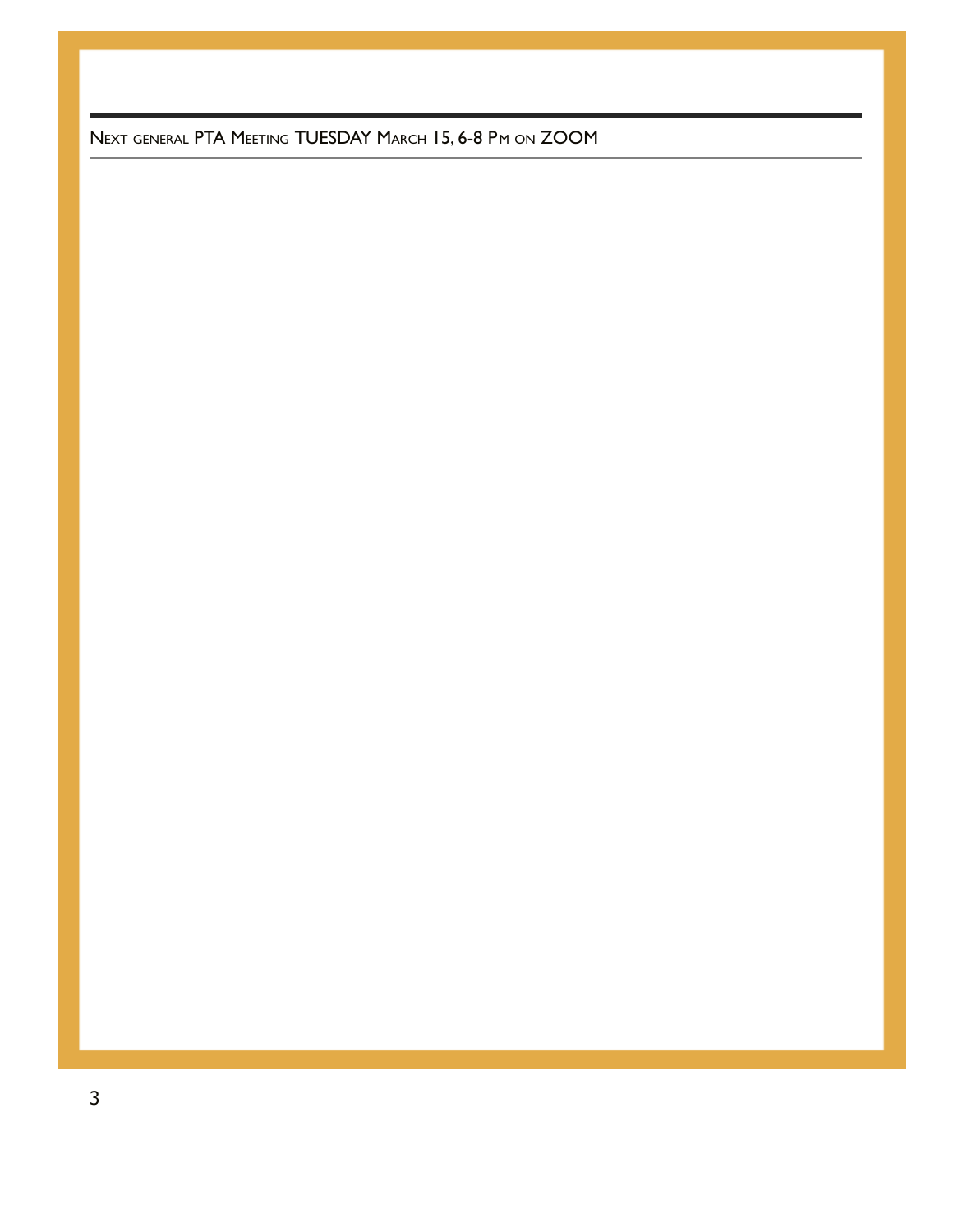NEXT GENERAL PTA MEETING TUESDAY MARCH 15, 6-8 PM ON ZOOM